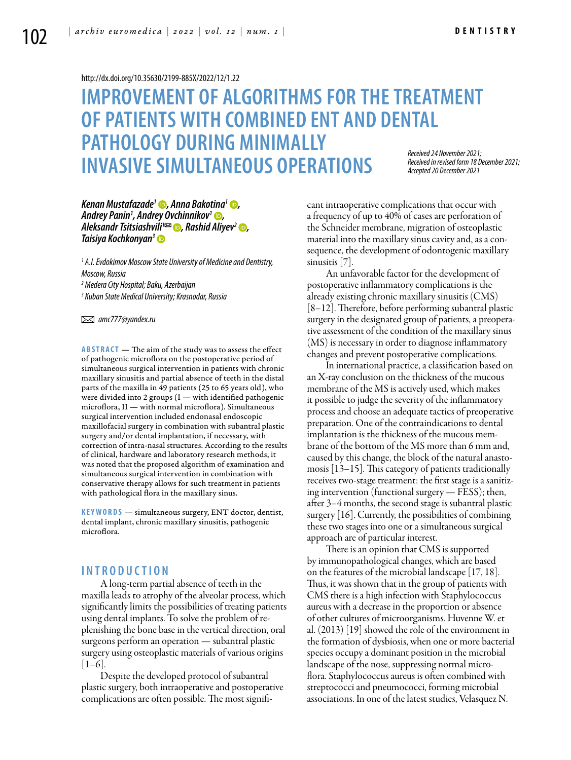http://dx.doi.org/10.35630/2199-885X/2022/12/1.22

# IMPROVEMENT OF ALGORITHMS FOR THE TREATMENT OF PATIENTS WITH COMBINED ENT AND DENTAL PATHOLOGY DURING MINIMALLY INVASIVE SIMULTANEOUS OPERATIONS

*Received 24 November 2021; Received in revised form 18 December 2021; Accepted 20 December 2021*

***Kenan Mustafazade[1], Anna Bakotina[1], Andrey Panin[1], Andrey Ovchinnikov[1], Aleksandr Tsitsiashvili[1]✉, Rashid Aliyev[2], Taisiya Kochkonyan[3]***

*[1] A.I. Evdokimov Moscow State University of Medicine and Dentistry, Moscow, Russia*

*[2] Medera City Hospital; Baku, Azerbaijan*

*[3] Kuban State Medical University; Krasnodar, Russia*

✉ *amc777@yandex.ru*

**ABSTRACT** — The aim of the study was to assess the effect of pathogenic microflora on the postoperative period of simultaneous surgical intervention in patients with chronic maxillary sinusitis and partial absence of teeth in the distal parts of the maxilla in 49 patients (25 to 65 years old), who were divided into 2 groups (I — with identified pathogenic microflora, II — with normal microflora). Simultaneous surgical intervention included endonasal endoscopic maxillofacial surgery in combination with subantral plastic surgery and/or dental implantation, if necessary, with correction of intra-nasal structures. According to the results of clinical, hardware and laboratory research methods, it was noted that the proposed algorithm of examination and simultaneous surgical intervention in combination with conservative therapy allows for such treatment in patients with pathological flora in the maxillary sinus.

**KEYWORDS** — simultaneous surgery, ENT doctor, dentist, dental implant, chronic maxillary sinusitis, pathogenic microflora.

## INTRODUCTION

A long-term partial absence of teeth in the maxilla leads to atrophy of the alveolar process, which significantly limits the possibilities of treating patients using dental implants. To solve the problem of replenishing the bone base in the vertical direction, oral surgeons perform an operation — subantral plastic surgery using osteoplastic materials of various origins [1–6].

Despite the developed protocol of subantral plastic surgery, both intraoperative and postoperative complications are often possible. The most significant intraoperative complications that occur with a frequency of up to 40% of cases are perforation of the Schneider membrane, migration of osteoplastic material into the maxillary sinus cavity and, as a consequence, the development of odontogenic maxillary sinusitis [7].

An unfavorable factor for the development of postoperative inflammatory complications is the already existing chronic maxillary sinusitis (CMS) [8–12]. Therefore, before performing subantral plastic surgery in the designated group of patients, a preoperative assessment of the condition of the maxillary sinus (MS) is necessary in order to diagnose inflammatory changes and prevent postoperative complications.

In international practice, a classification based on an X-ray conclusion on the thickness of the mucous membrane of the MS is actively used, which makes it possible to judge the severity of the inflammatory process and choose an adequate tactics of preoperative preparation. One of the contraindications to dental implantation is the thickness of the mucous membrane of the bottom of the MS more than 6 mm and, caused by this change, the block of the natural anastomosis [13–15]. This category of patients traditionally receives two-stage treatment: the first stage is a sanitizing intervention (functional surgery — FESS); then, after 3–4 months, the second stage is subantral plastic surgery [16]. Currently, the possibilities of combining these two stages into one or a simultaneous surgical approach are of particular interest.

There is an opinion that CMS is supported by immunopathological changes, which are based on the features of the microbial landscape [17, 18]. Thus, it was shown that in the group of patients with CMS there is a high infection with Staphylococcus aureus with a decrease in the proportion or absence of other cultures of microorganisms. Huvenne W. et al. (2013) [19] showed the role of the environment in the formation of dysbiosis, when one or more bacterial species occupy a dominant position in the microbial landscape of the nose, suppressing normal microflora. Staphylococcus aureus is often combined with streptococci and pneumococci, forming microbial associations. In one of the latest studies, Velasquez N.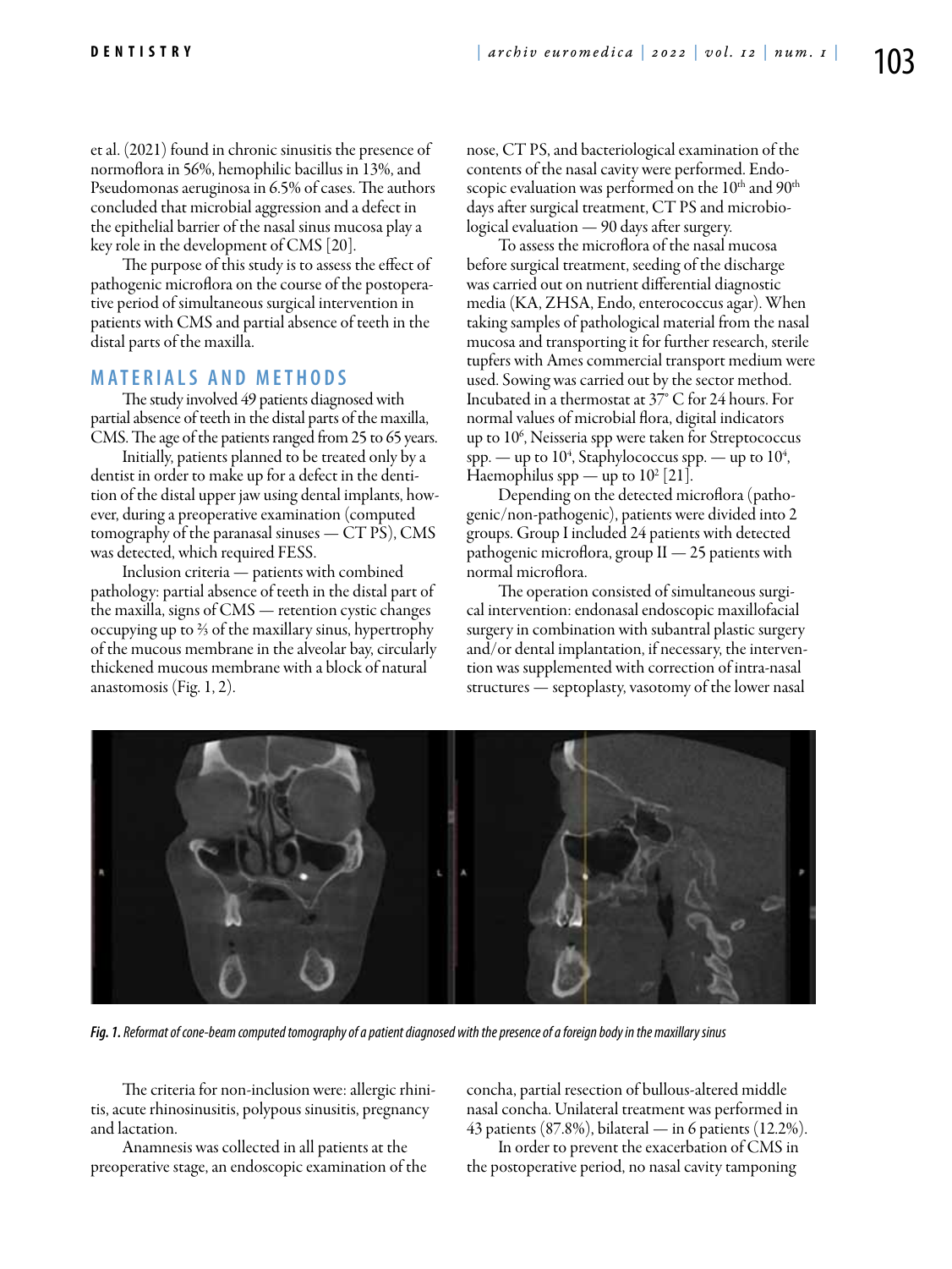et al. (2021) found in chronic sinusitis the presence of normoflora in 56%, hemophilic bacillus in 13%, and Pseudomonas aeruginosa in 6.5% of cases. The authors concluded that microbial aggression and a defect in the epithelial barrier of the nasal sinus mucosa play a key role in the development of CMS [20].

The purpose of this study is to assess the effect of pathogenic microflora on the course of the postoperative period of simultaneous surgical intervention in patients with CMS and partial absence of teeth in the distal parts of the maxilla.

## MATERIALS AND METHODS

The study involved 49 patients diagnosed with partial absence of teeth in the distal parts of the maxilla, CMS. The age of the patients ranged from 25 to 65 years.

Initially, patients planned to be treated only by a dentist in order to make up for a defect in the dentition of the distal upper jaw using dental implants, however, during a preoperative examination (computed tomography of the paranasal sinuses — CT PS), CMS was detected, which required FESS.

Inclusion criteria — patients with combined pathology: partial absence of teeth in the distal part of the maxilla, signs of CMS — retention cystic changes occupying up to ⅔ of the maxillary sinus, hypertrophy of the mucous membrane in the alveolar bay, circularly thickened mucous membrane with a block of natural anastomosis (Fig. 1, 2).

*Fig. 1. Reformat of cone-beam computed tomography of a patient diagnosed with the presence of a foreign body in the maxillary sinus*

The criteria for non-inclusion were: allergic rhinitis, acute rhinosinusitis, polypous sinusitis, pregnancy and lactation.

Anamnesis was collected in all patients at the preoperative stage, an endoscopic examination of the nose, CT PS, and bacteriological examination of the contents of the nasal cavity were performed. Endoscopic evaluation was performed on the 10th and 90th days after surgical treatment, CT PS and microbiological evaluation — 90 days after surgery.

To assess the microflora of the nasal mucosa before surgical treatment, seeding of the discharge was carried out on nutrient differential diagnostic media (KA, ZHSA, Endo, enterococcus agar). When taking samples of pathological material from the nasal mucosa and transporting it for further research, sterile tupfers with Ames commercial transport medium were used. Sowing was carried out by the sector method. Incubated in a thermostat at 37° C for 24 hours. For normal values of microbial flora, digital indicators up to $10^6$, Neisseria spp were taken for Streptococcus spp. — up to $10^4$, Staphylococcus spp. — up to $10^4$, Haemophilus spp — up to $10^2$ [21].

Depending on the detected microflora (pathogenic/non-pathogenic), patients were divided into 2 groups. Group I included 24 patients with detected pathogenic microflora, group II — 25 patients with normal microflora.

The operation consisted of simultaneous surgical intervention: endonasal endoscopic maxillofacial surgery in combination with subantral plastic surgery and/or dental implantation, if necessary, the intervention was supplemented with correction of intra-nasal structures — septoplasty, vasotomy of the lower nasal concha, partial resection of bullous-altered middle nasal concha. Unilateral treatment was performed in 43 patients (87.8%), bilateral — in 6 patients (12.2%).

In order to prevent the exacerbation of CMS in the postoperative period, no nasal cavity tamponing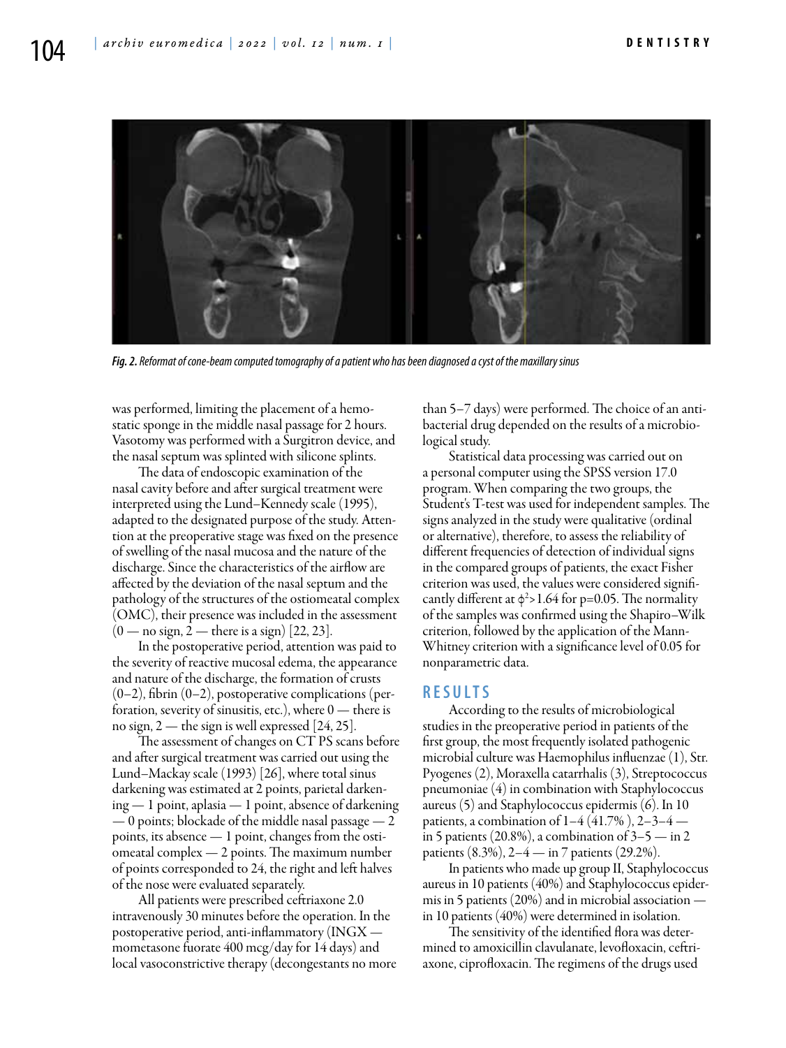*Fig. 2. Reformat of cone-beam computed tomography of a patient who has been diagnosed a cyst of the maxillary sinus*

was performed, limiting the placement of a hemostatic sponge in the middle nasal passage for 2 hours. Vasotomy was performed with a Surgitron device, and the nasal septum was splinted with silicone splints.

The data of endoscopic examination of the nasal cavity before and after surgical treatment were interpreted using the Lund–Kennedy scale (1995), adapted to the designated purpose of the study. Attention at the preoperative stage was fixed on the presence of swelling of the nasal mucosa and the nature of the discharge. Since the characteristics of the airflow are affected by the deviation of the nasal septum and the pathology of the structures of the ostiomeatal complex (OMC), their presence was included in the assessment (0 — no sign, 2 — there is a sign) [22, 23].

In the postoperative period, attention was paid to the severity of reactive mucosal edema, the appearance and nature of the discharge, the formation of crusts (0–2), fibrin (0–2), postoperative complications (perforation, severity of sinusitis, etc.), where 0 — there is no sign, 2 — the sign is well expressed [24, 25].

The assessment of changes on CT PS scans before and after surgical treatment was carried out using the Lund–Mackay scale (1993) [26], where total sinus darkening was estimated at 2 points, parietal darkening — 1 point, aplasia — 1 point, absence of darkening — 0 points; blockade of the middle nasal passage — 2 points, its absence — 1 point, changes from the ostiomeatal complex — 2 points. The maximum number of points corresponded to 24, the right and left halves of the nose were evaluated separately.

All patients were prescribed ceftriaxone 2.0 intravenously 30 minutes before the operation. In the postoperative period, anti-inflammatory (INGX — mometasone fuorate 400 mcg/day for 14 days) and local vasoconstrictive therapy (decongestants no more than 5–7 days) were performed. The choice of an antibacterial drug depended on the results of a microbiological study.

Statistical data processing was carried out on a personal computer using the SPSS version 17.0 program. When comparing the two groups, the Student's T-test was used for independent samples. The signs analyzed in the study were qualitative (ordinal or alternative), therefore, to assess the reliability of different frequencies of detection of individual signs in the compared groups of patients, the exact Fisher criterion was used, the values were considered significantly different at $\phi^2>1.64$ for p=0.05. The normality of the samples was confirmed using the Shapiro–Wilk criterion, followed by the application of the Mann-Whitney criterion with a significance level of 0.05 for nonparametric data.

## RESULTS

According to the results of microbiological studies in the preoperative period in patients of the first group, the most frequently isolated pathogenic microbial culture was Haemophilus influenzae (1), Str. Pyogenes (2), Moraxella catarrhalis (3), Streptococcus pneumoniae (4) in combination with Staphylococcus aureus (5) and Staphylococcus epidermis (6). In 10 patients, a combination of 1–4 (41.7% ), 2–3–4 — in 5 patients (20.8%), a combination of 3–5 — in 2 patients (8.3%), 2–4 — in 7 patients (29.2%).

In patients who made up group II, Staphylococcus aureus in 10 patients (40%) and Staphylococcus epidermis in 5 patients (20%) and in microbial association — in 10 patients (40%) were determined in isolation.

The sensitivity of the identified flora was determined to amoxicillin clavulanate, levofloxacin, ceftriaxone, ciprofloxacin. The regimens of the drugs used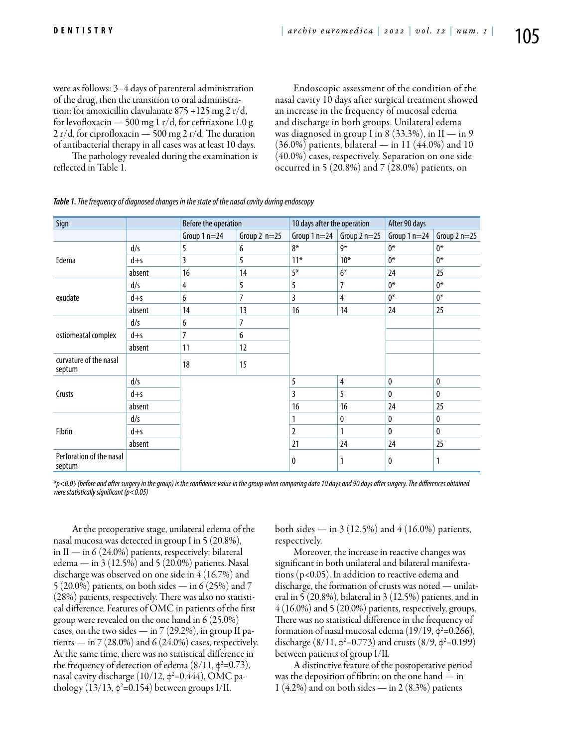were as follows: 3–4 days of parenteral administration of the drug, then the transition to oral administration: for amoxicillin clavulanate 875 +125 mg 2 r/d, for levofloxacin — 500 mg 1 r/d, for ceftriaxone 1.0 g 2 r/d, for ciprofloxacin — 500 mg 2 r/d. The duration of antibacterial therapy in all cases was at least 10 days.

The pathology revealed during the examination is reflected in Table 1.

Endoscopic assessment of the condition of the nasal cavity 10 days after surgical treatment showed an increase in the frequency of mucosal edema and discharge in both groups. Unilateral edema was diagnosed in group I in 8 (33.3%), in II — in 9 (36.0%) patients, bilateral — in 11 (44.0%) and 10 (40.0%) cases, respectively. Separation on one side occurred in 5 (20.8%) and 7 (28.0%) patients, on

*Table 1. The frequency of diagnosed changes in the state of the nasal cavity during endoscopy*

| Sign | | Before the operation | | 10 days after the operation | | After 90 days | |
|---|---|---|---|---|---|---|---|
| | | Group 1 n=24 | Group 2 n=25 | Group 1 n=24 | Group 2 n=25 | Group 1 n=24 | Group 2 n=25 |
| Edema | d/s | 5 | 6 | 8* | 9* | 0* | 0* |
| | d+s | 3 | 5 | 11* | 10* | 0* | 0* |
| | absent | 16 | 14 | 5* | 6* | 24 | 25 |
| exudate | d/s | 4 | 5 | 5 | 7 | 0* | 0* |
| | d+s | 6 | 7 | 3 | 4 | 0* | 0* |
| | absent | 14 | 13 | 16 | 14 | 24 | 25 |
| ostiomeatal complex | d/s | 6 | 7 | | | | |
| | d+s | 7 | 6 | | | | |
| | absent | 11 | 12 | | | | |
| curvature of the nasal septum | | 18 | 15 | | | | |
| Crusts | d/s | | | 5 | 4 | 0 | 0 |
| | d+s | | | 3 | 5 | 0 | 0 |
| | absent | | | 16 | 16 | 24 | 25 |
| Fibrin | d/s | | | 1 | 0 | 0 | 0 |
| | d+s | | | 2 | 1 | 0 | 0 |
| | absent | | | 21 | 24 | 24 | 25 |
| Perforation of the nasal septum | | | | 0 | 1 | 0 | 1 |

*\*p<0.05 (before and after surgery in the group) is the confidence value in the group when comparing data 10 days and 90 days after surgery. The differences obtained were statistically significant (p<0.05)*

At the preoperative stage, unilateral edema of the nasal mucosa was detected in group I in 5 (20.8%), in II — in 6 (24.0%) patients, respectively; bilateral edema — in 3 (12.5%) and 5 (20.0%) patients. Nasal discharge was observed on one side in 4 (16.7%) and 5 (20.0%) patients, on both sides — in 6 (25%) and 7 (28%) patients, respectively. There was also no statistical difference. Features of OMC in patients of the first group were revealed on the one hand in 6 (25.0%) cases, on the two sides — in 7 (29.2%), in group II patients — in 7 (28.0%) and 6 (24.0%) cases, respectively. At the same time, there was no statistical difference in the frequency of detection of edema (8/11, $\phi^2$=0.73), nasal cavity discharge (10/12, $\phi^2$=0.444), OMC pathology (13/13, $\phi^2$=0.154) between groups I/II.

both sides — in 3 (12.5%) and 4 (16.0%) patients, respectively.

Moreover, the increase in reactive changes was significant in both unilateral and bilateral manifestations ($p<0.05$). In addition to reactive edema and discharge, the formation of crusts was noted — unilateral in 5 (20.8%), bilateral in 3 (12.5%) patients, and in 4 (16.0%) and 5 (20.0%) patients, respectively, groups. There was no statistical difference in the frequency of formation of nasal mucosal edema (19/19, $\phi^2$=0.266), discharge (8/11, $\phi^2$=0.773) and crusts (8/9, $\phi^2$=0.199) between patients of group I/II.

A distinctive feature of the postoperative period was the deposition of fibrin: on the one hand — in 1 (4.2%) and on both sides — in 2 (8.3%) patients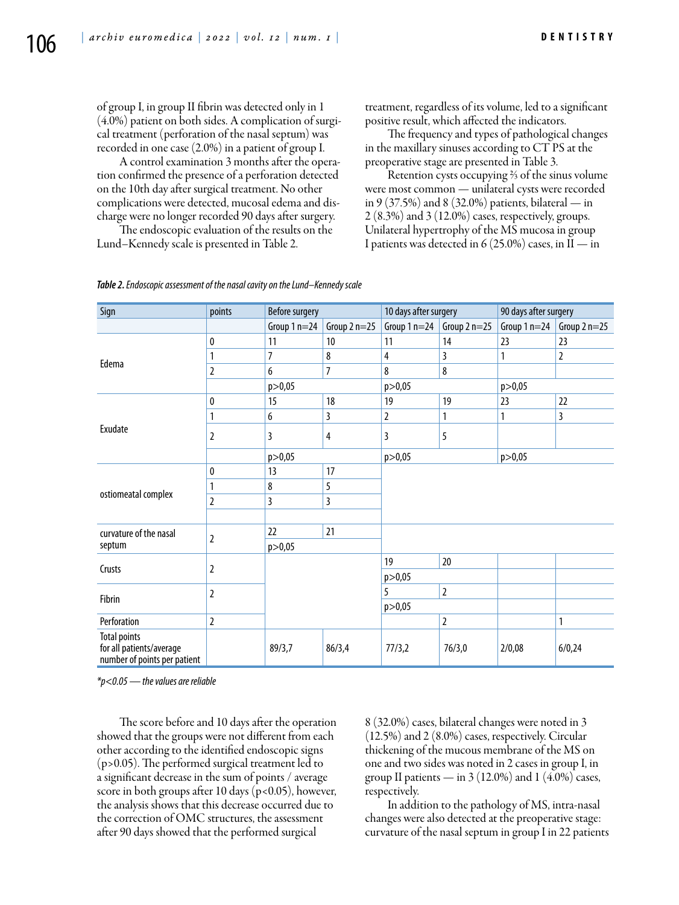of group I, in group II fibrin was detected only in 1 (4.0%) patient on both sides. A complication of surgical treatment (perforation of the nasal septum) was recorded in one case (2.0%) in a patient of group I.

A control examination 3 months after the operation confirmed the presence of a perforation detected on the 10th day after surgical treatment. No other complications were detected, mucosal edema and discharge were no longer recorded 90 days after surgery.

The endoscopic evaluation of the results on the Lund–Kennedy scale is presented in Table 2.

treatment, regardless of its volume, led to a significant positive result, which affected the indicators.

The frequency and types of pathological changes in the maxillary sinuses according to CT PS at the preoperative stage are presented in Table 3.

Retention cysts occupying ⅔ of the sinus volume were most common — unilateral cysts were recorded in 9 (37.5%) and 8 (32.0%) patients, bilateral — in 2 (8.3%) and 3 (12.0%) cases, respectively, groups. Unilateral hypertrophy of the MS mucosa in group I patients was detected in 6 (25.0%) cases, in II — in 8 (32.0%) cases, bilateral changes were noted in 3 (12.5%) and 2 (8.0%) cases, respectively. Circular thickening of the mucous membrane of the MS on one and two sides was noted in 2 cases in group I, in group II patients — in 3 (12.0%) and 1 (4.0%) cases, respectively.

In addition to the pathology of MS, intra-nasal changes were also detected at the preoperative stage: curvature of the nasal septum in group I in 22 patients

*Table 2. Endoscopic assessment of the nasal cavity on the Lund–Kennedy scale*

| Sign | points | Before surgery | | 10 days after surgery | | 90 days after surgery | |
|---|---|---|---|---|---|---|---|
| | | Group 1 n=24 | Group 2 n=25 | Group 1 n=24 | Group 2 n=25 | Group 1 n=24 | Group 2 n=25 |
| Edema | 0 | 11 | 10 | 11 | 14 | 23 | 23 |
| | 1 | 7 | 8 | 4 | 3 | 1 | 2 |
| | 2 | 6 | 7 | 8 | 8 | | |
| | | p>0,05 | | p>0,05 | | p>0,05 | |
| Exudate | 0 | 15 | 18 | 19 | 19 | 23 | 22 |
| | 1 | 6 | 3 | 2 | 1 | 1 | 3 |
| | 2 | 3 | 4 | 3 | 5 | | |
| | | p>0,05 | | p>0,05 | | p>0,05 | |
| ostiomeatal complex | 0 | 13 | 17 | | | | |
| | 1 | 8 | 5 | | | | |
| | 2 | 3 | 3 | | | | |
| curvature of the nasal septum | 2 | 22 | 21 | | | | |
| | | p>0,05 | | | | | |
| Crusts | 2 | | | 19 | 20 | | |
| | | | | p>0,05 | | | |
| Fibrin | 2 | | | 5 | 2 | | |
| | | | | p>0,05 | | | |
| Perforation | 2 | | | | 2 | | 1 |
| Total points for all patients/average number of points per patient | | 89/3,7 | 86/3,4 | 77/3,2 | 76/3,0 | 2/0,08 | 6/0,24 |

*\*p<0.05 — the values are reliable*

The score before and 10 days after the operation showed that the groups were not different from each other according to the identified endoscopic signs (p>0.05). The performed surgical treatment led to a significant decrease in the sum of points / average score in both groups after 10 days (p<0.05), however, the analysis shows that this decrease occurred due to the correction of OMC structures, the assessment after 90 days showed that the performed surgical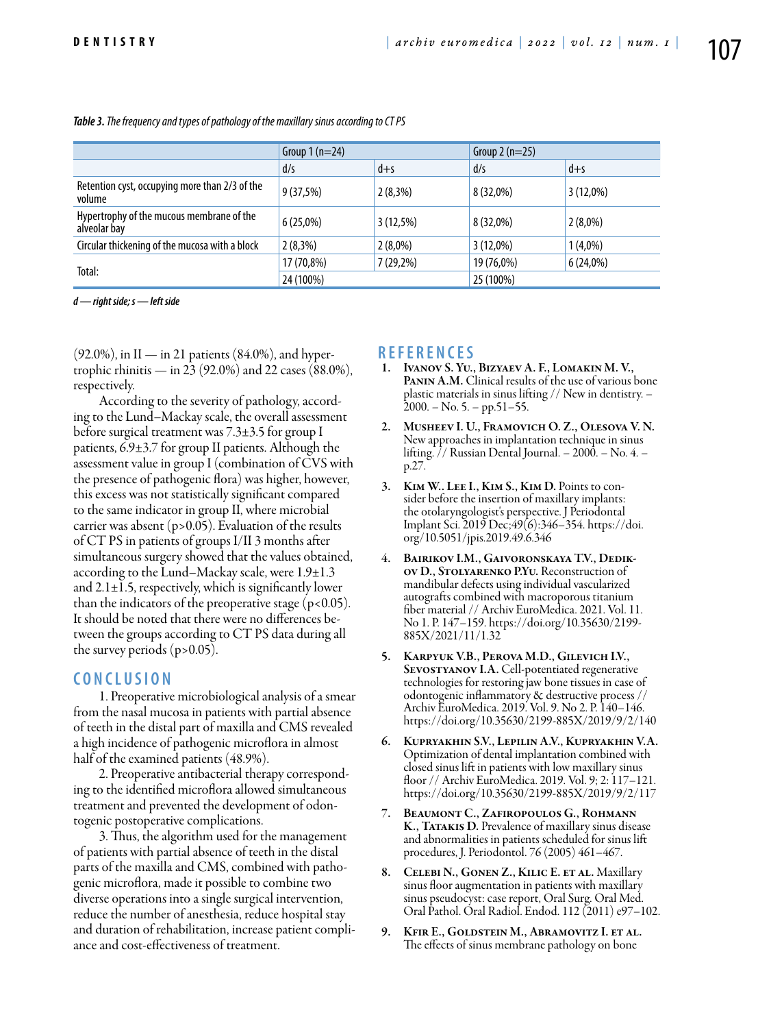*Table 3. The frequency and types of pathology of the maxillary sinus according to CT PS*

| | Group 1 (n=24) | | Group 2 (n=25) | |
|---|---|---|---|---|
| | d/s | d+s | d/s | d+s |
| Retention cyst, occupying more than 2/3 of the volume | 9 (37,5%) | 2 (8,3%) | 8 (32,0%) | 3 (12,0%) |
| Hypertrophy of the mucous membrane of the alveolar bay | 6 (25,0%) | 3 (12,5%) | 8 (32,0%) | 2 (8,0%) |
| Circular thickening of the mucosa with a block | 2 (8,3%) | 2 (8,0%) | 3 (12,0%) | 1 (4,0%) |
| Total: | 17 (70,8%) | 7 (29,2%) | 19 (76,0%) | 6 (24,0%) |
| | 24 (100%) | | 25 (100%) | |

***d — right side; s — left side***

(92.0%), in II — in 21 patients (84.0%), and hypertrophic rhinitis — in 23 (92.0%) and 22 cases (88.0%), respectively.

According to the severity of pathology, according to the Lund–Mackay scale, the overall assessment before surgical treatment was 7.3±3.5 for group I patients, 6.9±3.7 for group II patients. Although the assessment value in group I (combination of CVS with the presence of pathogenic flora) was higher, however, this excess was not statistically significant compared to the same indicator in group II, where microbial carrier was absent ($p>0.05$). Evaluation of the results of CT PS in patients of groups I/II 3 months after simultaneous surgery showed that the values obtained, according to the Lund–Mackay scale, were 1.9±1.3 and 2.1±1.5, respectively, which is significantly lower than the indicators of the preoperative stage ($p<0.05$). It should be noted that there were no differences between the groups according to CT PS data during all the survey periods ($p>0.05$).

## CONCLUSION

1. Preoperative microbiological analysis of a smear from the nasal mucosa in patients with partial absence of teeth in the distal part of maxilla and CMS revealed a high incidence of pathogenic microflora in almost half of the examined patients (48.9%).

2. Preoperative antibacterial therapy corresponding to the identified microflora allowed simultaneous treatment and prevented the development of odontogenic postoperative complications.

3. Thus, the algorithm used for the management of patients with partial absence of teeth in the distal parts of the maxilla and CMS, combined with pathogenic microflora, made it possible to combine two diverse operations into a single surgical intervention, reduce the number of anesthesia, reduce hospital stay and duration of rehabilitation, increase patient compliance and cost-effectiveness of treatment.

## REFERENCES

1. **Ivanov S. Yu., Bizyaev A. F., Lomakin M. V., Panin A.M.** Clinical results of the use of various bone plastic materials in sinus lifting // New in dentistry. – 2000. – No. 5. – pp.51–55.
2. **Musheev I. U., Framovich O. Z., Olesova V. N.** New approaches in implantation technique in sinus lifting. // Russian Dental Journal. – 2000. – No. 4. – p.27.
3. **Kim W.. Lee I., Kim S., Kim D.** Points to consider before the insertion of maxillary implants: the otolaryngologist's perspective. J Periodontal Implant Sci. 2019 Dec;49(6):346–354. https://doi.org/10.5051/jpis.2019.49.6.346
4. **Bairikov I.M., Gaivoronskaya T.V., Dedikov D., Stolyarenko P.Yu.** Reconstruction of mandibular defects using individual vascularized autografts combined with macroporous titanium fiber material // Archiv EuroMedica. 2021. Vol. 11. No 1. P. 147–159. https://doi.org/10.35630/2199-885X/2021/11/1.32
5. **Karpyuk V.B., Perova M.D., Gilevich I.V., Sevostyanov I.A.** Cell-potentiated regenerative technologies for restoring jaw bone tissues in case of odontogenic inflammatory & destructive process // Archiv EuroMedica. 2019. Vol. 9. No 2. P. 140–146. https://doi.org/10.35630/2199-885X/2019/9/2/140
6. **Kupryakhin S.V., Lepilin A.V., Kupryakhin V.A.** Optimization of dental implantation combined with closed sinus lift in patients with low maxillary sinus floor // Archiv EuroMedica. 2019. Vol. 9; 2: 117–121. https://doi.org/10.35630/2199-885X/2019/9/2/117
7. **Beaumont C., Zafiropoulos G., Rohmann K., Tatakis D.** Prevalence of maxillary sinus disease and abnormalities in patients scheduled for sinus lift procedures, J. Periodontol. 76 (2005) 461–467.
8. **Celebi N., Gonen Z., Kilic E. et al.** Maxillary sinus floor augmentation in patients with maxillary sinus pseudocyst: case report, Oral Surg. Oral Med. Oral Pathol. Oral Radiol. Endod. 112 (2011) e97–102.
9. **Kfir E., Goldstein M., Abramovitz I. et al.** The effects of sinus membrane pathology on bone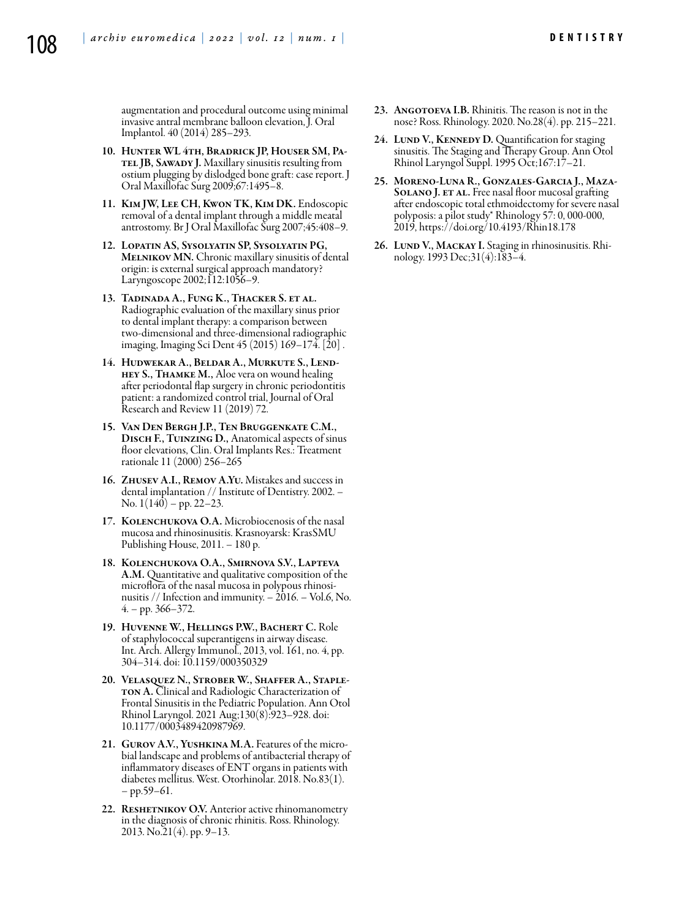augmentation and procedural outcome using minimal invasive antral membrane balloon elevation, J. Oral Implantol. 40 (2014) 285–293.

10. **Hunter WL 4th, Bradrick JP, Houser SM, Patel JB, Sawady J.** Maxillary sinusitis resulting from ostium plugging by dislodged bone graft: case report. J Oral Maxillofac Surg 2009;67:1495–8.
11. **Kim JW, Lee CH, Kwon TK, Kim DK.** Endoscopic removal of a dental implant through a middle meatal antrostomy. Br J Oral Maxillofac Surg 2007;45:408–9.
12. **Lopatin AS, Sysolyatin SP, Sysolyatin PG, Melnikov MN.** Chronic maxillary sinusitis of dental origin: is external surgical approach mandatory? Laryngoscope 2002;112:1056–9.
13. **Tadinada A., Fung K., Thacker S. et al.** Radiographic evaluation of the maxillary sinus prior to dental implant therapy: a comparison between two-dimensional and three-dimensional radiographic imaging, Imaging Sci Dent 45 (2015) 169–174. [20] .
14. **Hudwekar A., Beldar A., Murkute S., Lendhey S., Thamke M.,** Aloe vera on wound healing after periodontal flap surgery in chronic periodontitis patient: a randomized control trial, Journal of Oral Research and Review 11 (2019) 72.
15. **Van Den Bergh J.P., Ten Bruggenkate C.M., Disch F., Tuinzing D.,** Anatomical aspects of sinus floor elevations, Clin. Oral Implants Res.: Treatment rationale 11 (2000) 256–265
16. **Zhusev A.I., Remov A.Yu.** Mistakes and success in dental implantation // Institute of Dentistry. 2002. – No. 1(140) – pp. 22–23.
17. **Kolenchukova O.A.** Microbiocenosis of the nasal mucosa and rhinosinusitis. Krasnoyarsk: KrasSMU Publishing House, 2011. – 180 p.
18. **Kolenchukova O.A., Smirnova S.V., Lapteva A.M.** Quantitative and qualitative composition of the microflora of the nasal mucosa in polypous rhinosinusitis // Infection and immunity. – 2016. – Vol.6, No. 4. – pp. 366–372.
19. **Huvenne W., Hellings P.W., Bachert C.** Role of staphylococcal superantigens in airway disease. Int. Arch. Allergy Immunol., 2013, vol. 161, no. 4, pp. 304–314. doi: 10.1159/000350329
20. **Velasquez N., Strober W., Shaffer A., Stapleton A.** Clinical and Radiologic Characterization of Frontal Sinusitis in the Pediatric Population. Ann Otol Rhinol Laryngol. 2021 Aug;130(8):923–928. doi: 10.1177/0003489420987969.
21. **Gurov A.V., Yushkina M.A.** Features of the microbial landscape and problems of antibacterial therapy of inflammatory diseases of ENT organs in patients with diabetes mellitus. West. Otorhinolar. 2018. No.83(1). – pp.59–61.
22. **Reshetnikov O.V.** Anterior active rhinomanometry in the diagnosis of chronic rhinitis. Ross. Rhinology. 2013. No.21(4). pp. 9–13.
23. **Angotoeva I.B.** Rhinitis. The reason is not in the nose? Ross. Rhinology. 2020. No.28(4). pp. 215–221.
24. **Lund V., Kennedy D.** Quantification for staging sinusitis. The Staging and Therapy Group. Ann Otol Rhinol Laryngol Suppl. 1995 Oct;167:17–21.
25. **Moreno-Luna R., Gonzales-Garcia J., Maza-Solano J. et al.** Free nasal floor mucosal grafting after endoscopic total ethmoidectomy for severe nasal polyposis: a pilot study* Rhinology 57: 0, 000-000, 2019, https://doi.org/10.4193/Rhin18.178
26. **Lund V., Mackay I.** Staging in rhinosinusitis. Rhinology. 1993 Dec;31(4):183–4.